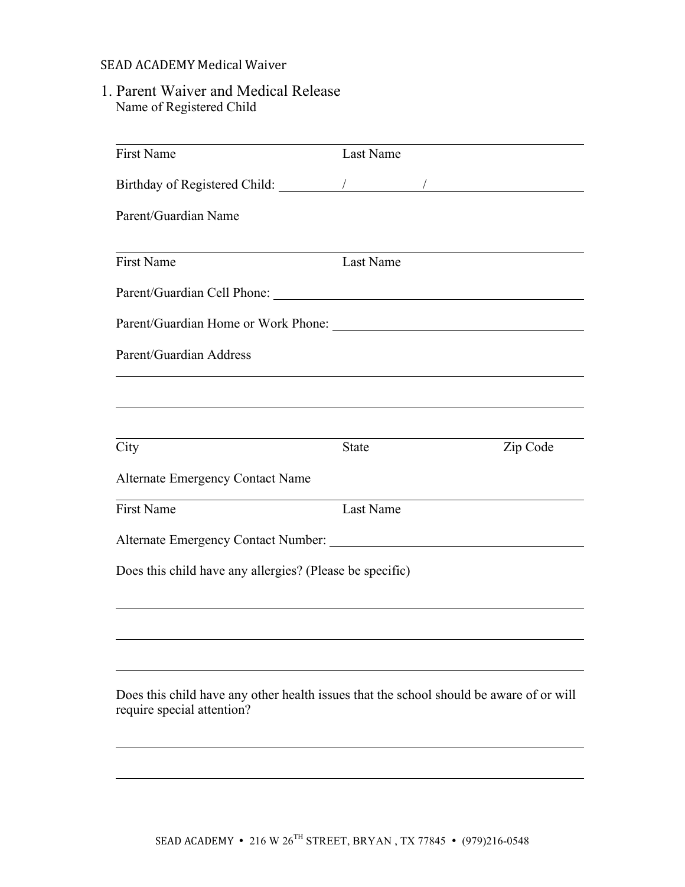SEAD ACADEMY Medical Waiver

## 1. Parent Waiver and Medical Release

Name of Registered Child

_______________________________________________

First Name Last Name

Birthday of Registered Child: ________/__________/____________________

Parent/Guardian Name

_______________________________________________

First Name Last Name

Parent/Guardian Cell Phone: _______________________________________

Parent/Guardian Home or Work Phone: ______________________________

Parent/Guardian Address

_______________________________________________

_______________________________________________

_______________________________________________

City State Zip Code

Alternate Emergency Contact Name

_______________________________________________

First Name Last Name

Alternate Emergency Contact Number: ______________________________

Does this child have any allergies? (Please be specific)

_______________________________________________

_______________________________________________

_______________________________________________

Does this child have any other health issues that the school should be aware of or will require special attention?

_______________________________________________

_______________________________________________

SEAD ACADEMY • 216 W 26TH STREET, BRYAN , TX 77845 • (979)216-0548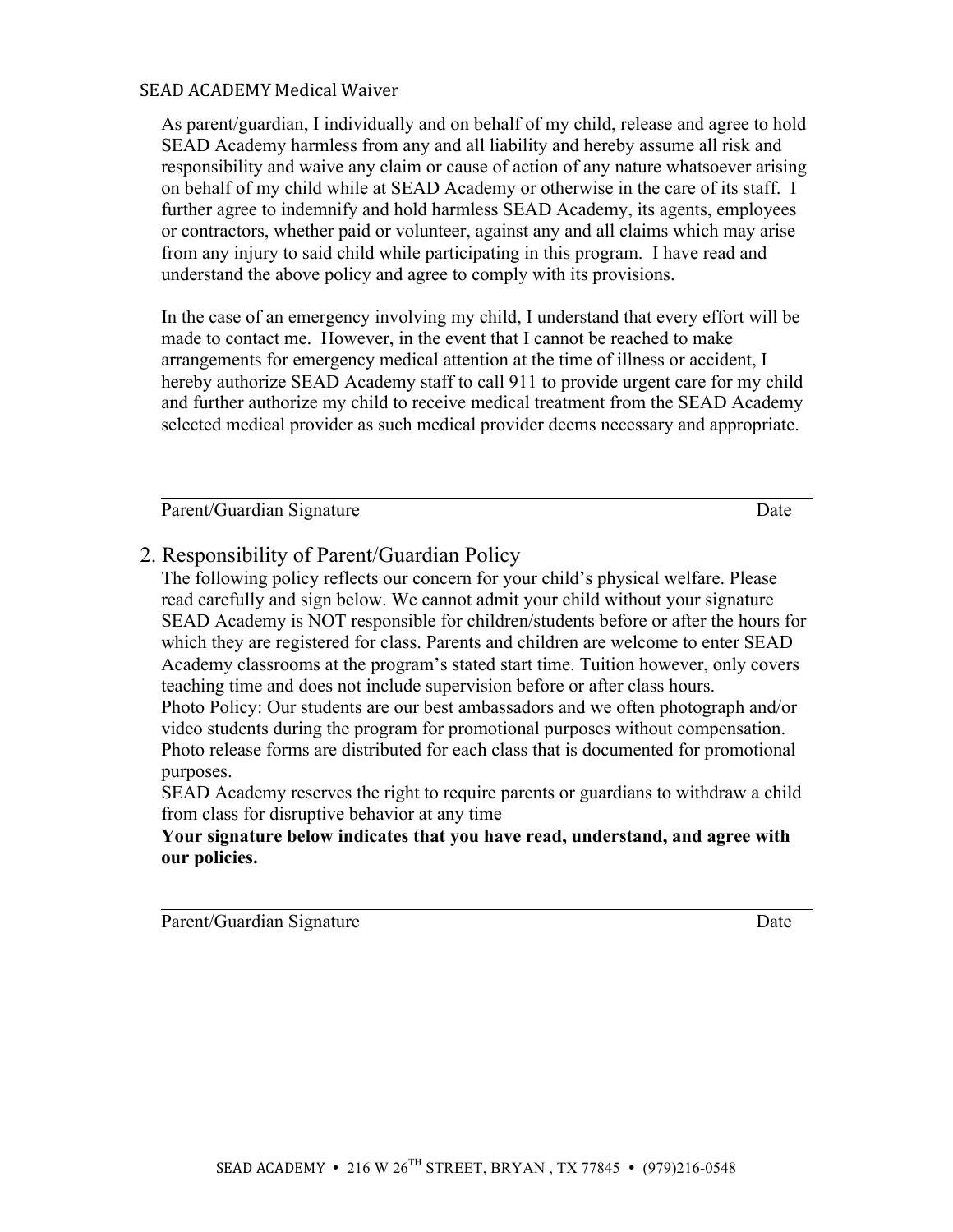SEAD ACADEMY Medical Waiver

As parent/guardian, I individually and on behalf of my child, release and agree to hold SEAD Academy harmless from any and all liability and hereby assume all risk and responsibility and waive any claim or cause of action of any nature whatsoever arising on behalf of my child while at SEAD Academy or otherwise in the care of its staff. I further agree to indemnify and hold harmless SEAD Academy, its agents, employees or contractors, whether paid or volunteer, against any and all claims which may arise from any injury to said child while participating in this program. I have read and understand the above policy and agree to comply with its provisions.

In the case of an emergency involving my child, I understand that every effort will be made to contact me. However, in the event that I cannot be reached to make arrangements for emergency medical attention at the time of illness or accident, I hereby authorize SEAD Academy staff to call 911 to provide urgent care for my child and further authorize my child to receive medical treatment from the SEAD Academy selected medical provider as such medical provider deems necessary and appropriate.

_______________________________________________________________

Parent/Guardian Signature Date

## 2. Responsibility of Parent/Guardian Policy

The following policy reflects our concern for your child's physical welfare. Please read carefully and sign below. We cannot admit your child without your signature SEAD Academy is NOT responsible for children/students before or after the hours for which they are registered for class. Parents and children are welcome to enter SEAD Academy classrooms at the program's stated start time. Tuition however, only covers teaching time and does not include supervision before or after class hours.

Photo Policy: Our students are our best ambassadors and we often photograph and/or video students during the program for promotional purposes without compensation. Photo release forms are distributed for each class that is documented for promotional purposes.

SEAD Academy reserves the right to require parents or guardians to withdraw a child from class for disruptive behavior at any time

**Your signature below indicates that you have read, understand, and agree with our policies.**

_______________________________________________________________

Parent/Guardian Signature Date

SEAD ACADEMY • 216 W 26TH STREET, BRYAN , TX 77845 • (979)216-0548